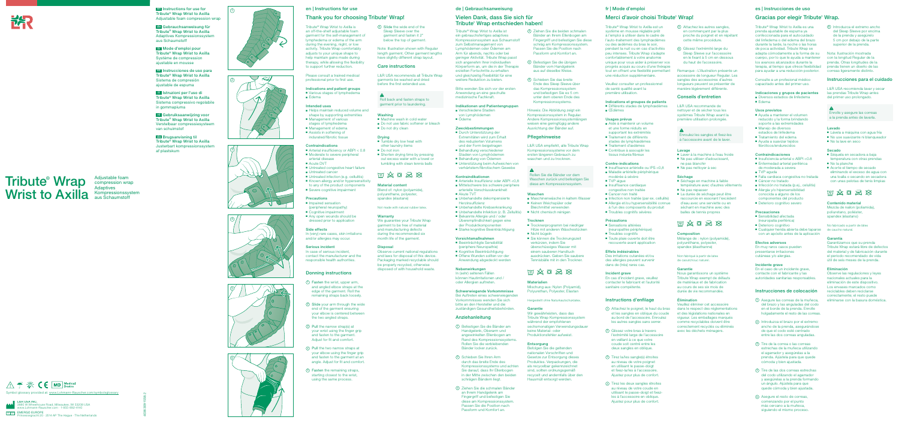**EN** Instructions for use for Tribute® Wrap Wrist to Axilla
Adjustable foam compression wrap

**DE** Gebrauchsanweisung für Tribute® Wrap Wrist to Axilla
Adaptives Kompressionssystem aus Schaumstoff

**FR** Mode d'emploi pour Tribute® Wrap Wrist to Axilla
Système de compression ajustable en mousse

**ES** Instrucciones de uso para Tribute® Wrap Wrist to Axilla
Sistema de compresión ajustable de espuma

**IT** Istruzioni per l'uso di Tribute® Wrap Wrist to Axilla
Sistema compressivo regolabile in gommapiuma

**NL** Gebruiksaanwijzing voor Tribute® Wrap Wrist to Axilla
Verstelbaar compressiesysteem van schuimstof

**DA** Brugsanvisning til Tribute® Wrap Wrist to Axilla
Justerbart kompressionssystem af plastskum

# Tribute® Wrap Wrist to Axilla

Adjustable foam compression wrap
Adaptives Kompressionssystem aus Schaumstoff

Symbol glossary provided at: www.Lohmann-Rauscher.com/symbolglossary

L&R USA INC.
3880 W Wheelhouse Road, Milwaukee, WI 53208 USA
www.Lohmann-Rauscher.com · 1-855-480-4140

EMERGO EUROPE
Prinsessegracht 20 · 2514 AP The Hague · The Netherlands

## en | Instructions for use

### Thank you for choosing Tribute® Wrap!

Tribute® Wrap Wrist to Axilla is an off-the-shelf adjustable foam garment for the self-management of lymphedema or edema of the arm during the evening, night, or low activity. Tribute Wrap comfortably adjusts to your unique shape to help maintain gains made during therapy, while allowing the flexibility to support further reduction.

Please consult a trained medical professional prior to first use.

**Indications and patient groups**
- Various stages of lymphedema
- Edema

**Intended uses**
- Helps maintain reduced volume and shape by supporting extremities
- Management of various stages of lymphedema
- Management of edema
- Assists in softening of indurated/fibrotic tissue

**Contraindications**
- Arterial insufficiency or ABPI < 0.8
- Moderate to severe peripheral arterial disease
- Acute DVT
- Untreated congestive heart failure
- Untreated cancer
- Untreated infection (e.g. cellulitis)
- Known allergy and/or hypersensitivity to any of the product components
- Severe cognitive impairment

**Precautions**
- Impaired sensation (peripheral neuropathy)
- Cognitive impairment
- Any open wounds should be dressed prior to application

**Side effects**
In (very) rare cases, skin irritations and/or allergies may occur.

**Serious incident**
In case of serious incident, contact the manufacturer and the responsible health authorities.

### Donning instructions

① **Fasten** the wrist, upper arm, and angled elbow straps at the edge of the garment. Roll the remaining straps back loosely.

② **Slide** your arm through the wide end of the garment ensuring your elbow is centered between the two angled straps.

③ **Pull** the narrow strap(s) at your wrist using the finger grip and fasten to the garment at an angle. Adjust for fit and comfort.

④ **Pull** the two narrow straps at your elbow using the finger grip and fasten to the garment at an angle. Adjust for fit and comfort.

⑤ **Fasten** the remaining straps, starting closest to the wrist, using the same process.

⑥ **Slide** the wide end of the Sleep Sleeve over the garment and fasten it 2" below the top of garment.

Note: Illustration shown with Regular length garment. Other garment lengths have slightly different strap layout.

### Care instructions

L&R USA recommends all Tribute Wrap garments be washed and dried before the first extended use.

⚠
Roll back and fasten straps to garment prior to laundering.

**Washing**
- Machine wash in cold water
- Do not use fabric softener or bleach
- Do not dry clean

**Drying**
- Tumble dry low heat with other laundry items
- Do not iron
- Shorten drying time by pressing out excess water with a towel or tumbling with clean tennis balls

**Material content**
Blend of: nylon (polyamide), polyurethane, polyester, spandex (elastane)

Not made with natural rubber latex.

**Warranty**
We guarantee your Tribute Wrap garment to be free of material and manufacturing defects during the recommended six month life of the garment.

**Disposal**
Observe current national regulations and laws for disposal of this device. Packaging marked recyclable should be properly recycled; otherwise disposed of with household waste.

## de | Gebrauchsanweisung

### Vielen Dank, dass Sie sich für Tribute® Wrap entschieden haben!

Tribute® Wrap Wrist to Axilla ist ein gebrauchsfertiges adaptives Kompressionssystem aus Schaumstoff zum Selbstmanagement von Lymphödemen oder Ödemen am Arm für abends, nachts oder bei geringer Aktivität. Tribute Wrap passt sich angenehm Ihrer individuellen Körperform an, um die in der Therapie erzielten Fortschritte zu erhalten und gleichzeitig Flexibilität für eine weitere Reduktion zu bieten.

Bitte wenden Sie sich vor der ersten Anwendung an eine geschulte medizinische Fachkraft.

**Indikationen und Patientengruppen**
- Verschiedene Stadien von Lymphödemen
- Ödeme

**Zweckbestimmungen**
- Durch Unterstützung der Extremitäten wird zum Erhalt des reduzierten Volumens und der Form beigetragen
- Behandlung verschiedener Stadien von Lymphödemen
- Behandlung von Ödemen
- Unterstützung beim Aufweichen von verhärtetem/fibrotischem Gewebe

**Kontraindikationen**
- Arterielle Insuffizienz oder ABPI <0,8
- Mittelschwere bis schwere periphere arterielle Verschlusskrankheit
- Akute TVT
- Unbehandelte dekompensierte Herzinsuffizienz
- Unbehandelte Krebserkrankung
- Unbehandelte Infektion (z. B. Zellulitis)
- Bekannte Allergie und / oder Überempfindlichkeit gegen eine der Produktkomponenten
- Starke kognitive Beeinträchtigung

**Vorsichtsmaßnahmen**
- Beeinträchtigte Sensibilität (periphere Neuropathie)
- Kognitive Beeinträchtigung
- Offene Wunden sollten vor der Anwendung abgedeckt werden

**Nebenwirkungen**
In (sehr) seltenen Fällen können Hautirritationen und / oder Allergien auftreten.

**Schwerwiegende Vorkommnisse**
Bei Auftreten eines schwerwiegenden Vorkommnisses wenden Sie sich bitte an den Hersteller und die zuständigen Gesundheitsbehörden.

### Anziehanleitung

① **Befestigen** Sie die Bänder am Handgelenk, Oberarm und angewinkelten Ellenbogen am Rand des Kompressionssystems. Rollen Sie die verbleibenden Bänder locker zurück.

② **Schieben** Sie Ihren Arm durch das breite Ende des Kompressionssystems und achten Sie darauf, dass Ihr Ellenbogen in der Mitte zwischen den beiden schrägen Bändern liegt.

③ **Ziehen** Sie die schmalen Bänder an Ihrem Handgelenk am Fingergriff und befestigen Sie diese am Kompressionssystem. Passen Sie die Position nach Passform und Komfort an.

④ **Ziehen** Sie die beiden schmalen Bänder an Ihrem Ellenbogen am Fingergriff und befestigen Sie diese schräg am Kompressionssystem. Passen Sie die Position nach Passform und Komfort an.

⑤ **Befestigen** Sie die übrigen Bänder aus dieselbe Weise.

⑥ **Schieben** Sie das breite Ende des Sleep Sleeve über das Kompressionssystem und befestigen Sie es 5 cm unter dem oberen Ende des Kompressionssystems.

Hinweis: Die Abbildung zeigt ein Kompressionssystem in Regular. Andere Kompressionssystemlängen weisen eine geringfügig andere Ausrichtung der Bänder auf.

### Pflegehinweise

L&R USA empfiehlt, alle Tribute Wrap Kompressionssysteme vor dem ersten längeren Gebrauch zu waschen und zu trocknen.

⚠
Rollen Sie die Bänder vor dem Waschen zurück und befestigen Sie diese am Kompressionssystem.

**Waschen**
- Maschinenwäsche im kalten Wasser
- Keinen Weichspüler oder Bleichmittel verwenden
- Nicht chemisch reinigen

**Trocknen**
- Trocknerprogramm bei niedriger Hitze mit anderen Wäschestücken
- Nicht bügeln
- Sie können die Trocknungszeit verkürzen, indem Sie überschüssiges Wasser mit einem sauberen Handtuch ausdrücken. Geben Sie saubere Tennisbälle mit in den Trockner.

**Materialien**
Mischung aus: Nylon (Polyamid), Polyurethan, Polyester, Elastan

Hergestellt ohne Naturkautschuklatex.

**Garantie**
Wir gewährleisten, dass das Tribute Wrap Kompressionssystem während der empfohlenen sechsmonatigen Verwendungsdauer keine Material- oder Produktionsfehler aufweist.

**Entsorgung**
Befolgen Sie die geltenden nationalen Vorschriften und Gesetze zur Entsorgung dieses Produktes. Verpackungen, die als recycelbar gekennzeichnet sind, sollten ordnungsgemäß recycelt und andernfalls über den Hausmüll entsorgt werden.

## fr | Mode d'emploi

### Merci d'avoir choisi Tribute® Wrap!

Tribute® Wrap Wrist to Axilla est un système en mousse réglable prêt à l'emploi à utiliser dans le cadre de l'auto-traitement des lymphœdèmes ou des œdèmes du bras le soir, pendant la nuit ou en cas d'activités peu intenses. Tribute Wrap s'adapte confortablement à votre anatomie unique pour vous aider à préserver vos progrès acquis au cours d'une thérapie tout en offrant une flexibilité permettant une réduction supplémentaire.

Veuillez consulter un professionnel de santé qualifié avant la première utilisation.

**Indications et groupes de patients**
- Différents stades de lymphœdèmes
- Œdèmes

**Usages prévus**
- Aide à maintenir un volume et une forme réduits en supportant les extrémités
- Traitement de différents stades de lymphœdèmes
- Traitement d'œdèmes
- Contribue à assouplir les tissus indurés/fibreux

**Contre-indications**
- Insuffisance artérielle ou IPS <0,8
- Maladie artérielle périphérique modérée à sévère
- TVP aigüe
- Insuffisance cardiaque congestive non traitée
- Cancer non traité
- Infection non traitée (par ex. cellulite)
- Allergie et/ou hypersensibilité connues à l'un des composants du produit
- Troubles cognitifs sévères

**Précautions**
- Sensations altérées (neuropathie périphérique)
- Troubles cognitifs
- Toute plaie ouverte doit être recouverte avant application

**Effets indésirables**
Des irritations cutanées et/ou des allergies peuvent survenir dans de (très) rares cas.

**Incident grave**
En cas d'incident grave, veuillez contacter le fabricant et l'autorité sanitaire compétente.

### Instructions d'enfilage

① **Attachez** le poignet, le haut du bras et les sangles en oblique du coude au bord de l'accessoire. Enroulez les autres sangles sans serrer.

② **Glissez** votre bras à travers l'extrémité large de l'accessoire en veillant à ce que votre coude soit centré entre les deux sangles en oblique.

③ **Tirez** la/les sangle(s) étroites au niveau de votre poignet en utilisant le passe-doigt et fixez-la/les à l'accessoire. Ajustez pour plus de confort.

④ **Tirez** les deux sangles étroites au niveau de votre coude en utilisant le passe-doigt et fixez-les à l'accessoire en oblique. Ajustez pour plus de confort.

⑤ **Attachez** les autres sangles, en commençant par la plus proche du poignet et en répétant cette même procédure.

⑥ **Glissez** l'extrémité large du Sleep Sleeve sur l'accessoire en le fixant à 5 cm en dessous du haut de l'accessoire.

Remarque : L'illustration présente un accessoire de longueur Regular. Les sangles des accessoires d'autres longueurs peuvent se présenter de manière légèrement différente.

### Conseils d'entretien

L&R USA recommande de nettoyer et de sécher tous les systèmes Tribute Wrap avant la première utilisation prolongée.

⚠
Enroulez les sangles et fixez-les à l'accessoire avant de le laver.

**Lavage**
- Laver à la machine à l'eau froide
- Ne pas utiliser d'adoucissant, ne pas blanchir
- Ne pas nettoyer à sec

**Séchage**
- Séchage en machine à faible température avec d'autres linges
- Ne pas repasser
- La durée de séchage peut être raccourcie en essorant l'excédent d'eau avec une serviette ou en séchant en machine avec des balles de tennis propres

**Composition**
Mélange de : nylon (polyamide), polyuréthane, polyester, spandex (élasthanne)

Non fabriqué à partir de latex de caoutchouc naturel.

**Garantie**
Nous garantissons un système Tribute Wrap exempt de défauts de matériaux et de fabrication au cours de ses six mois de durée de vie recommandés.

**Élimination**
Veuillez éliminer cet accessoire dans le respect des réglementations et des législations nationales en vigueur. Les emballages marqués comme recyclables doivent être correctement recyclés ou éliminés avec les déchets ménagers.

## es | Instrucciones de uso

### Gracias por elegir Tribute® Wrap.

Tribute® Wrap Wrist to Axilla es una prenda ajustable de espuma ya confeccionada para el autocuidado del linfedema o del edema del brazo durante la tarde, la noche o las horas de poca actividad. Tribute Wrap se adapta cómodamente a la forma de su cuerpo, por lo que le ayuda a mantener los avances alcanzados durante la terapia, al tiempo que ofrece flexibilidad para ayudar a una reducción posterior.

Consulte a un profesional médico capacitado antes del primer uso.

**Indicaciones y grupos de pacientes**
- Diversos estadios de linfedema
- Edema

**Usos previstos**
- Ayuda a mantener el volumen reducido y la forma brindando soporte a las extremidades
- Manejo de diversos estadios de linfedema
- Tratamiento del edema
- Ayuda a suavizar tejidos fibróticos/endurecidos

**Contraindicaciones**
- Insuficiencia arterial o ABPI <0,8
- Enfermedad arterial periférica de moderada a severa
- TVP aguda
- Falla cardíaca congestiva no tratada
- Cáncer no tratado
- Infección no tratada (p. ej., celulitis)
- Alergia y/o hipersensibilidad conocida a alguno de los componentes del producto
- Deterioro cognitivo severo

**Precauciones**
- Sensibilidad afectada (neuropatía periférica)
- Deterioro cognitivo
- Cualquier herida abierta debe taparse con un apósito antes de la aplicación

**Efectos adversos**
En muy raros casos pueden presentarse irritaciones cutáneas y/o alergias.

**Incidente grave**
En el caso de un incidente grave, contacte con el fabricante y las autoridades sanitarias responsables.

### Instrucciones de colocación

① **Asegure** las correas de la muñeca, del brazo y las anguladas del codo en el borde de la prenda. Enrolle holgadamente el resto de las correas.

② **Introduzca** el brazo por el extremo ancho de la prenda, asegurándose de que el codo esté centrado entre las dos correas anguladas.

③ **Tire** de la correa o las correas estrechas de la muñeca utilizando el agarrador y asegúrelas a la prenda. Ajústela para que quede cómoda y bien ajustada.

④ **Tire** de las dos correas estrechas del codo utilizando el agarrador y asegúrelas a la prenda formando un ángulo. Ajústela para que quede cómoda y bien ajustada.

⑤ **Asegure** el resto de correas, comenzando por el punto más cercano a la muñeca, siguiendo el mismo proceso.

⑥ **Introduzca** el extremo ancho del Sleep Sleeve por encima de la prenda y asegúrelo 5 cm por debajo de la parte superior de la prenda.

Nota: Ilustración mostrada con la longitud Regular de la prenda. Otras longitudes de la prenda tienen un diseño de las correas ligeramente distinto.

### Instrucciones para el cuidado

L&R USA recomienda lavar y secar las prendas Tribute Wrap antes del primer uso prolongado.

⚠
Enrolle y asegure las correas a la prenda antes de lavarla.

**Lavado**
- Lávela a máquina con agua fría
- No use suavizante ni blanqueador
- No la lave en seco

**Secado**
- Séquela en secadora a baja temperatura con otras prendas
- No la planche
- Acorte el tiempo de secado eliminando el exceso de agua con una toalla o secando en secadora con unas pelotas de tenis limpias

**Contenido material**
Mezcla de nailon (poliamida), poliuretano, poliéster, spandex (elastano)

No fabricado a partir de látex de caucho natural.

**Garantía**
Garantizamos que su prenda Tribute Wrap estará libre de defectos del material y de fabricación durante el período recomendado de vida útil de seis meses de la prenda.

**Eliminación**
Observe las regulaciones y leyes nacionales actuales para la eliminación de este dispositivo. Los envases marcados como reciclables deben reciclarse correctamente; el resto puede eliminarse con la basura doméstica.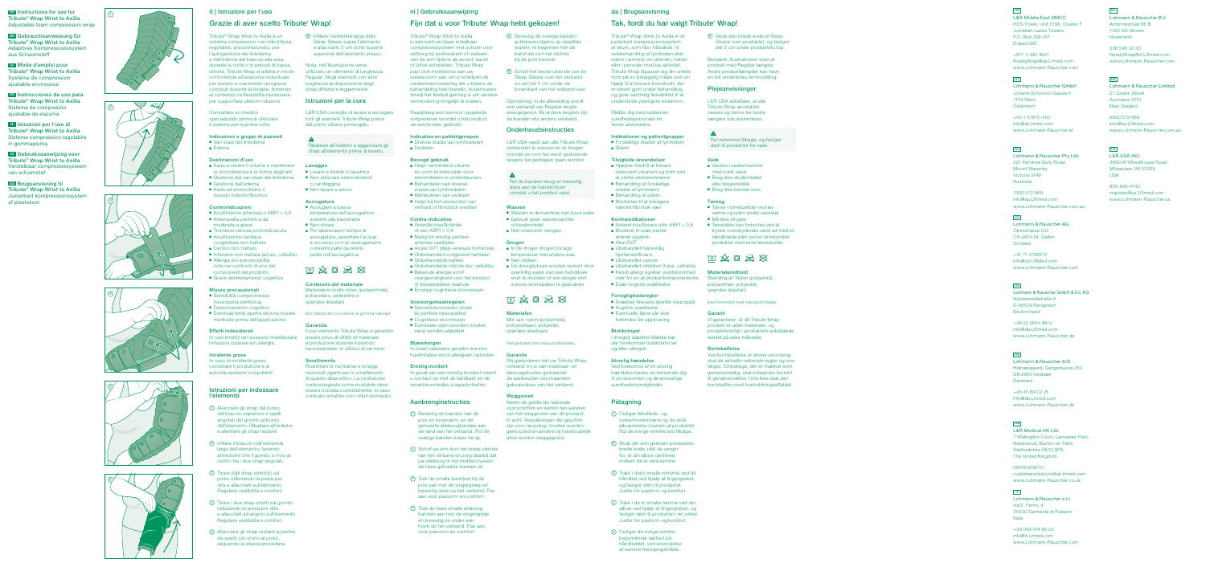EN Instructions for use for Tribute® Wrap Wrist to Axilla Adjustable foam compression wrap

DE Gebrauchsanweisung für Tribute® Wrap Wrist to Axilla Adaptives Kompressionssystem aus Schaumstoff

FR Mode d'emploi pour Tribute® Wrap Wrist to Axilla Système de compression ajustable en mousse

ES Instrucciones de uso para Tribute® Wrap Wrist to Axilla Sistema de compresión ajustable de espuma

IT Istruzioni per l'uso di Tribute® Wrap Wrist to Axilla Sistema compressivo regolabile in gommapiuma

NL Gebruiksaanwijzing voor Tribute® Wrap Wrist to Axilla Verstelbaar compressiesysteem van schuimstof

DA Brugsanvisning til Tribute® Wrap Wrist to Axilla Justerbart kompressionssystem af plastskum

## it | Istruzioni per l'uso

## Grazie di aver scelto Tribute® Wrap!

Tribute® Wrap Wrist to Axilla è un sistema compressivo con imbottitura, regolabile, preconfezionato, per l'autogestione del linfedema e dell'edema del braccio alla sera, durante la notte o in periodi di bassa attività. Tribute Wrap è adatta in modo confortevole all'anatomia individuale per aiutare a mantenere i progressi compiuti durante la terapia, fornendo al contempo la flessibilità necessaria per supportare ulteriori riduzioni.

Consultare un medico specializzato prima di utilizzare il sistema per la prima volta.

### Indicazioni e gruppi di pazienti

- Vari stadi del linfedema
- Edema

### Destinazioni d'uso

- Aiuta a ridurre il volume e mantenere la circonferenza e la forma degli arti
- Gestione dei vari stadi del linfedema
- Gestione dell'edema
- Aiuta ad ammorbidire il tessuto indurito/fibrotico

### Controindicazioni

- Insufficienza arteriosa o ABPI < 0,8
- Arteriopatia periferica da moderata a grave
- Trombosi venosa profonda acuta
- Insufficienza cardiaca congestizia non trattata
- Cancro non trattato
- Infezione non trattata (ad es., cellulite)
- Allergia e/o ipersensibilità nota nei confronti di uno dei componenti del prodotto
- Grave deterioramento cognitivo

### Misure precauzionali

- Sensibilità compromessa (neuropatia periferica)
- Deterioramento cognitivo
- Eventuali ferite aperte devono essere medicate prima dell'applicazione

### Effetti indesiderati

In casi (molto) rari possono manifestarsi irritazioni cutanee e/o allergie.

### Incidente grave

In caso di incidente grave, contattare il produttore e le autorità sanitarie competenti.

## Istruzioni per indossare l'elemento

1. Allacciare gli strap del polso, del braccio superiore e quelli angolati del gomito al bordo dell'elemento. Ribaltare all'indietro e allentare gli strap restanti.
2. Infilare il braccio nell'estremità larga dell'elemento, facendo attenzione che il gomito si trovi al centro tra i due strap angolati.
3. Tirare il/gli strap stretto/i sul polso utilizzando la presa per dita e allacciarli sull'elemento. Regolare vestibilità e comfort.
4. Tirare i due strap stretti sul gomito utilizzando la presa per dita e allacciarli ad angolo sull'elemento. Regolare vestibilità e comfort.
5. Allacciare gli strap restanti a partire da quello più vicino al polso, seguendo la stessa procedura.
6. Infilare l'estremità larga dello Sleep Sleeve sopra l'elemento e allacciarlo 5 cm sotto la parte superiore dell'elemento stesso.

Nota: nell'illustrazione viene utilizzato un elemento di lunghezza Regular. Negli elementi con altre lunghezze la disposizione degli strap differisce leggermente.

## Istruzioni per la cura

L&R USA consiglia di lavare e asciugare tutti gli elementi Tribute Wrap prima del primo utilizzo prolungato.

⚠ Ribaltare all'indietro e agganciare gli strap all'elemento prima di lavarlo.

### Lavaggio

- Lavare a freddo in lavatrice
- Non utilizzare ammorbidenti o candeggina
- Non lavare a secco

### Asciugatura

- Asciugare a bassa temperatura nell'asciugatrice insieme alla biancheria
- Non stirare
- Per abbreviare il tempo di asciugatura, assorbire l'acqua in eccesso con un asciugamano o inserire palle da tennis pulite nell'asciugatrice.

### Contenuto del materiale

Materiale in misto nylon (poliammide), poliuretano, poliestere e spandex (elastan)

Non fabbricato con lattice di gomma naturale.

### Garanzia

Il suo elemento Tribute Wrap è garantito essere privo di difetti di materiale e produzione durante il periodo raccomandato di utilizzo di sei mesi.

### Smaltimento

Rispettare le normative e le leggi nazionali vigenti per lo smaltimento di questo dispositivo. La confezione contrassegnata come riciclabile deve essere riciclata correttamente. In caso contrario smaltire con i rifiuti domestici.

## nl | Gebruiksaanwijzing

## Fijn dat u voor Tribute® Wrap hebt gekozen!

Tribute® Wrap Wrist to Axilla is een kant-en-klaar instelbaar compressiesysteem met schuim voor zelfzorg bij lymfoedeem of oedeem van de arm tijdens de avond, nacht of lichte activiteiten. Tribute Wrap past zich moeiteloos aan uw unieke vorm aan om u te helpen de oedeemvermindering die u tijdens de behandeling hebt bereikt, te behouden terwijl het flexibel genoeg is om verdere vermindering mogelijk te maken.

Raadpleeg een hiervoor opgeleide zorgverlener voordat u het product de eerste keer gebruikt.

### Indicaties en patiëntgroepen

- Diverse stadia van lymfoedeem
- Oedeem

### Beoogd gebruik

- Helpt vermindert volume en vorm te behouden door extremiteiten te ondersteunen.
- Behandelen van diverse stadia van lymfoedeem
- Behandelen van oedeem
- Helpt bij het verzachten van verhard of fibrotisch weefsel

### Contra-indicaties

- Arteriële insufficiëntie of een ABPI < 0,8
- Matig tot ernstig perifeer arterieel vaatlijden
- Acute DVT (diep-veneuze trombose)
- Onbehandelde congestief hartfalen
- Onbehandelde kanker
- Onbehandelde infectie (bv. cellulitis)
- Bekende allergie en/of overgevoeligheid voor het product of bestanddelen daarvan
- Ernstige cognitieve stoornissen

### Voorzorgsmaatregelen

- Gevoelsstoornissen (zoals bij perifere neuropathie)
- Cognitieve stoornissen
- Eventuele open wonden moeten eerst worden afgedekt

### Bijwerkingen

In (zeer) zeldzame gevallen kunnen huidirritaties en/of allergieën optreden.

### Ernstig incident

In geval van een ernstig incident neemt u contact op met de fabrikant en de verantwoordelijke zorgautoriteiten.

## Aanbrengninstructies

1. Bevestig de banden van de pols en bovenarm, en de gehoekte elleboogbanden aan de rand van het verband. Rol de overige banden losjes terug.
2. Schuif uw arm door het brede uiteinde van het verband en zorg daarbij dat uw elleboog in het midden tussen de twee gehoekte banden zit.
3. Trek de smalle band(en) bij de pols aan met de vingergreep en bevestig deze op het verband. Pas aan voor pasvorm en comfort.
4. Trek de twee smalle elleboog banden aan met de vingergreep en bevestig ze onder een hoek op het verband. Pas aan voor pasvorm en comfort.
5. Bevestig de overige banden achtereenvolgens op dezelfde manier, te beginnen met de band die zich het dichtst bij de pols bevindt.
6. Schuif het brede uiteinde van de Sleep Sleeve over het verband en zet het 5 cm onder de bovenkant van het verband vast.

Opmerking: In de afbeelding wordt een verband van Regular lengte weergegeven. Bij andere lengten zijn de banden iets anders verdeeld.

## Onderhoudsinstructies

L&R USA raadt aan alle Tribute Wrap-verbanden te wassen en te drogen voordat ze voor het eerst gedurende langere tijd gedragen gaan worden.

⚠ Rol de banden terug en bevestig deze aan de handschoen voordat u het product wast.

### Wassen

- Wassen in de machine met koud water
- Gebruik geen wasverzachter of bleekmiddel
- Niet chemisch reinigen

### Drogen

- In de droger drogen bij lage temperatuur met andere was
- Niet strijken
- De droogtijd kan worden verkort door overtollig water met een handdoek eruit te drukken of een droger met schone tennisballen te gebruiken

### Materialen

Mix van: nylon (polyamide), polyurethaan, polyester, spandex (elastaan)

Niet gemaakt met natuurrubberlatex.

### Garantie

Wij garanderen dat uw Tribute Wrap-verband vrij is van materiaal- en fabricagefouten gedurende de aanbevolen zes maanden gebruiksduur van het verband.

### Weggooien

Neem de geldende nationale voorschriften en wetten ten aanzien van het weggooien van dit product in acht. Verpakkingen die geschikt zijn voor recycling, moeten worden gerecycled en anders bij huishoudelijk afval worden weggegooid.

## da | Brugsanvisning

## Tak, fordi du har valgt Tribute® Wrap!

Tribute® Wrap Wrist to Axilla er et justerbart kompressionssystem af skum, som fås i håndkøb, til selvbehandling af lymfødem eller ødem i armene om aftenen, natten eller i perioder med lav aktivitet. Tribute Wrap tilpasser sig din unikke form på en behagelig måde som en hjælp til at bevare fremskridt, der er blevet gjort under behandling, og giver samtidig fleksibilitet til at understøtte yderligere reduktion.

Rådfør dig med uddannet sundhedspersonale før første anvendelse.

### Indikationer og patientgrupper

- Forskellige stadier af lymfødem
- Ødem

### Tilsigtede anvendelser

- Hjælper med til at bevare reduceret volumen og form ved at støtte ekstremiteterne
- Behandling af forskellige stadier af lymfødem
- Behandling af ødem
- Medvirker til at blødgøre hærdet/fibrotisk væv

### Kontraindikationer

- Arteriel insufficiens eller ABPI < 0,8
- Moderat til svær perifer arteriel sygdom
- Akut DVT
- Ubehandlet hjertesvigt
- Ubehandlet kræft
- Ubehandlet infektion (f.eks. cellulitis)
- Kendt allergi og/eller overfølsomhed over for en af produktkomponenterne
- Svær kognitiv svækkelse

### Forsigtighedsregler

- Svækket følesans (perifer neuropati)
- Kognitiv svækkelse
- Eventuelle åbne sår skal forbindes før applicering

### Bivirkninger

I (meget) sjældne tilfælde kan der forekomme hudirritationer og/eller allergier.

### Alvorlig hændelse

Ved forekomst af en alvorlig hændelse bedes du henvende dig til producenten og de ansvarlige sundhedsmyndigheder.

## Påtagning

1. Fastgør håndleds- og overarmsremmene og de skrå albueremme i kanten af produktet. Rul de øvrige remme løst tilbage.
2. Skub din arm gennem produktets brede ende, idet du sørger for, at din albue centreres mellem de to skrå remme.
3. Træk i den/de smalle rem(me) ved dit håndled ved hjælp af fingergrebet, og fastgør dem til produktet. Justér for pasform og komfort.
4. Træk i de to smalle remme ved din albue ved hjælp af fingergrebet, og fastgør dem til produktet i en vinkel. Justér for pasform og komfort.
5. Fastgør de øvrige remme, begyndende tættest på håndleddet, ved anvendelse af samme fremgangsmåde.
6. Skub den brede ende af Sleep Sleeve over produktet, og fastgør det 5 cm under produktets top.

Bemærk: Illustrationen viser et produkt med Regular længde. Andre produktlængder kan have en lidt anderledes remfordeling.

## Plejeanvisninger

L&R USA anbefaler, at alle Tribute Wrap-produkter vaskes og tørres før første længere tids anvendelse.

⚠ Rul remmene tilbage, og fastgør dem til produktet før vask.

### Vask

- Vaskes i vaskemaskine med koldt vand
- Brug ikke skyllemiddel eller blegemiddel
- Brug ikke kemisk rens

### Tørring

- Tørres i tørretumbler ved lav varme og uden andet vasketøj
- Må ikke stryges
- Tørretiden kan forkortes ved at trykke overskydende vand ud med et håndklæde eller ved at tørretumble produktet med rene tennisbolde

### Materialeindhold

Blanding af: Nylon (polyamid), polyurethan, polyester, spandex (elastan)

Ikke fremstillet med naturgummilatex.

### Garanti

Vi garanterer, at dit Tribute Wrap-produkt er uden materiale- og produktionsfejl i produktets anbefalede levetid på seks måneder.

### Bortskaffelse

Ved bortskaffelse af denne anordning skal de aktuelle nationale regler og love følges. Emballage, der er mærket som genanvendelig, skal indsamles korrekt til genanvendelse. Hvis ikke skal den bortskaffes med husholdningsaffaldet.

---

AE
L&R Middle East DMCC
HDS Tower, Unit 3106, Cluster F
Jumeirah Lakes Towers,
P.O. Box 336 351
Dubai/UAE

+971 4 442 4621
ReadyWrap@ae.LRmed.com
www.Lohmann-Rauscher.com

AT
Lohmann & Rauscher GmbH
Johann-Schorsch-Gasse 4
1140 Wien,
Österreich

+43 1 57670-400
info@at.lrmed.com
www.Lohmann-Rauscher.at

AU
Lohmann & Rauscher Pty Ltd.
321 Ferntree Gully Road
Mount Waverley
Victoria 3149
Australia

1300 572 869
info@au.LRmed.com
www.Lohmann-Rauscher.com.au

CH
Lohmann & Rauscher AG
Oberstrasse 222
CH-9014 St. Gallen
Schweiz

+41 71 2742570
info@ch.LRMed.com
www.Lohmann-Rauscher.com

DE
Lohmann & Rauscher GmbH & Co. KG
Westerwaldstraße 4
D-56579 Rengsdorf
Deutschland

+49 (0) 2634 99-0
info@de.LRmed.com
www.Lohmann-Rauscher.de

DK
Lohmann & Rauscher A/S
Højnæsgaard, Gongehusvej 252
DK-2950 Vedbæk
Danmark

+45 45 89 02 25
info@dk.Lrmed.com
www.lohmann-Rauscher.dk

GB
L&R Medical UK Ltd.
1 Wellington Court, Lancaster Park,
Needwood, Burton on Trent
Staffordshire DE13 9PS
The United Kingdom

08450 606707
customersolutions@uk.lrmed.com
www.Lohmann-Rauscher.co.uk

IT
Lohmann & Rauscher s.r.l.
via E. Fermi, 4
35030 Sarmeola di Rubano
Italia

+39 049 744 66 00
info@it.LRmed.com
www.Lohmann-Rauscher.com

NL
Lohmann & Rauscher B.V
Antennestraat 86 B
1322 AS Almere
Nederland

036 546 30 30
ReadyWrap@nl.LRmed.com
www.Lohmann-Rauscher.com

NZ
Lohmann & Rauscher Limited
21 Queen Street
Auckland 1010
New Zealand

0800 572 869
info@au.LRmed.com
www.Lohmann-Rauscher.com.au

US
L&R USA INC.
3880 W Wheelhouse Road
Milwaukee, WI 53208
USA

855-892-4140
inquiries@us.LRmed.com
www.Lohmann-Rauscher.us